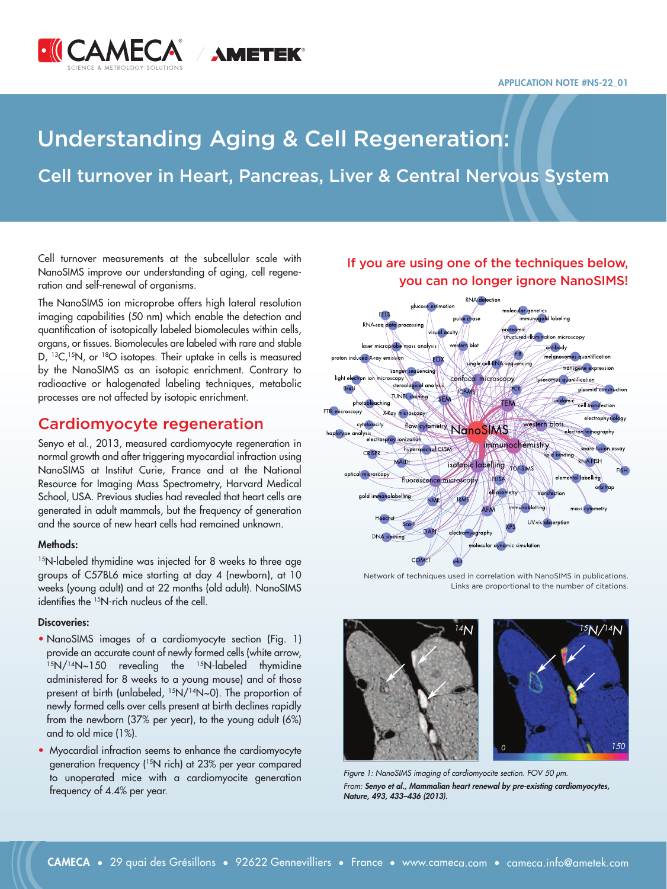APPLICATION NOTE #NS-22_01

# Understanding Aging & Cell Regeneration:

## Cell turnover in Heart, Pancreas, Liver & Central Nervous System

Cell turnover measurements at the subcellular scale with NanoSIMS improve our understanding of aging, cell regeneration and self-renewal of organisms.

The NanoSIMS ion microprobe offers high lateral resolution imaging capabilities (50 nm) which enable the detection and quantification of isotopically labeled biomolecules within cells, organs, or tissues. Biomolecules are labeled with rare and stable D, $^{13}C$, $^{15}N$, or $^{18}O$ isotopes. Their uptake in cells is measured by the NanoSIMS as an isotopic enrichment. Contrary to radioactive or halogenated labeling techniques, metabolic processes are not affected by isotopic enrichment.

**If you are using one of the techniques below, you can no longer ignore NanoSIMS!**

Network of techniques used in correlation with NanoSIMS in publications. Links are proportional to the number of citations.

## Cardiomyocyte regeneration

Senyo et al., 2013, measured cardiomyocyte regeneration in normal growth and after triggering myocardial infraction using NanoSIMS at Institut Curie, France and at the National Resource for Imaging Mass Spectrometry, Harvard Medical School, USA. Previous studies had revealed that heart cells are generated in adult mammals, but the frequency of generation and the source of new heart cells had remained unknown.

### Methods:

$^{15}N$-labeled thymidine was injected for 8 weeks to three age groups of C57BL6 mice starting at day 4 (newborn), at 10 weeks (young adult) and at 22 months (old adult). NanoSIMS identifies the $^{15}N$-rich nucleus of the cell.

### Discoveries:

- NanoSIMS images of a cardiomyocyte section (Fig. 1) provide an accurate count of newly formed cells (white arrow, $^{15}N/^{14}N \sim 150$ revealing the $^{15}N$-labeled thymidine administered for 8 weeks to a young mouse) and of those present at birth (unlabeled, $^{15}N/^{14}N \sim 0$). The proportion of newly formed cells over cells present at birth declines rapidly from the newborn (37% per year), to the young adult (6%) and to old mice (1%).
- Myocardial infraction seems to enhance the cardiomyocyte generation frequency ($^{15}N$ rich) at 23% per year compared to unoperated mice with a cardiomyocite generation frequency of 4.4% per year.

*Figure 1: NanoSIMS imaging of cardiomyocite section. FOV 50 µm.*
*From: **Senyo et al., Mammalian heart renewal by pre-existing cardiomyocytes, Nature, 493, 433–436 (2013).***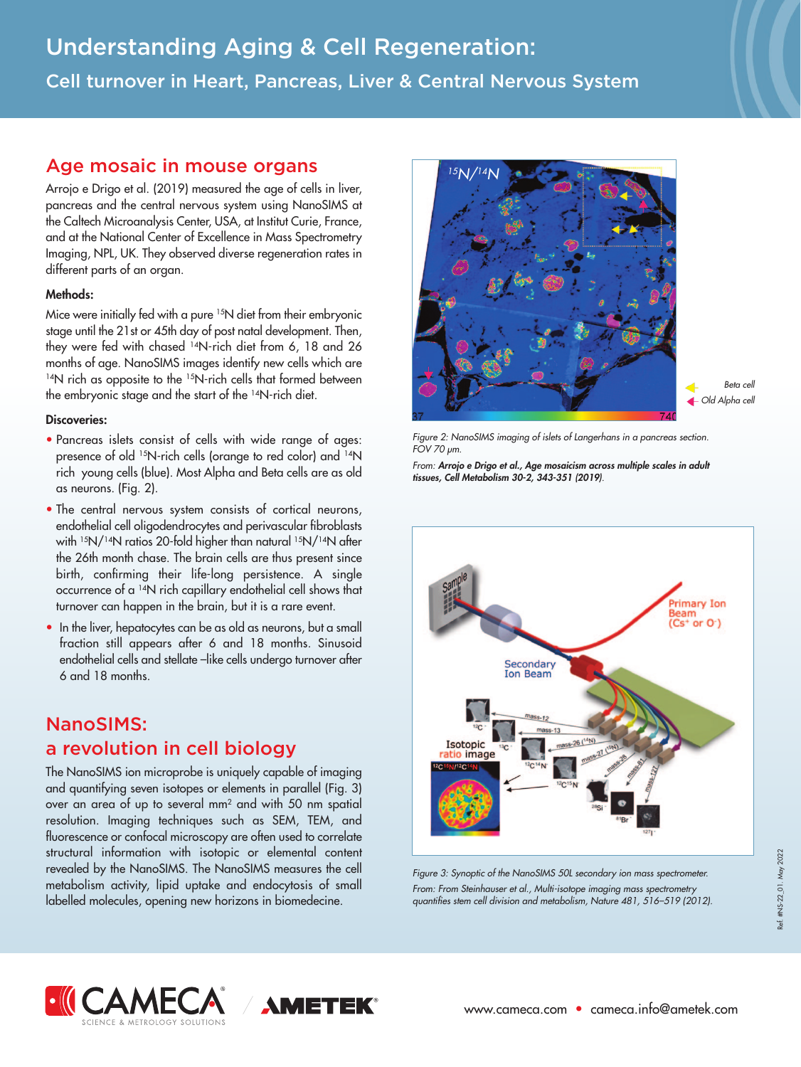# Understanding Aging & Cell Regeneration:

## Cell turnover in Heart, Pancreas, Liver & Central Nervous System

## Age mosaic in mouse organs

Arrojo e Drigo et al. (2019) measured the age of cells in liver, pancreas and the central nervous system using NanoSIMS at the Caltech Microanalysis Center, USA, at Institut Curie, France, and at the National Center of Excellence in Mass Spectrometry Imaging, NPL, UK. They observed diverse regeneration rates in different parts of an organ.

**Methods:**

Mice were initially fed with a pure $^{15}$N diet from their embryonic stage until the 21st or 45th day of post natal development. Then, they were fed with chased $^{14}$N-rich diet from 6, 18 and 26 months of age. NanoSIMS images identify new cells which are $^{14}$N rich as opposite to the $^{15}$N-rich cells that formed between the embryonic stage and the start of the $^{14}$N-rich diet.

**Discoveries:**

- Pancreas islets consist of cells with wide range of ages: presence of old $^{15}$N-rich cells (orange to red color) and $^{14}$N rich young cells (blue). Most Alpha and Beta cells are as old as neurons. (Fig. 2).
- The central nervous system consists of cortical neurons, endothelial cell oligodendrocytes and perivascular fibroblasts with $^{15}$N/$^{14}$N ratios 20-fold higher than natural $^{15}$N/$^{14}$N after the 26th month chase. The brain cells are thus present since birth, confirming their life-long persistence. A single occurrence of a $^{14}$N rich capillary endothelial cell shows that turnover can happen in the brain, but it is a rare event.
- In the liver, hepatocytes can be as old as neurons, but a small fraction still appears after 6 and 18 months. Sinusoid endothelial cells and stellate –like cells undergo turnover after 6 and 18 months.

$^{15}$N/$^{14}$N

37

740

Beta cell

Old Alpha cell

*Figure 2: NanoSIMS imaging of islets of Langerhans in a pancreas section. FOV 70 µm.*

*From: **Arrojo e Drigo et al., Age mosaicism across multiple scales in adult tissues, Cell Metabolism 30-2, 343-351 (2019)**.*

## NanoSIMS: a revolution in cell biology

The NanoSIMS ion microprobe is uniquely capable of imaging and quantifying seven isotopes or elements in parallel (Fig. 3) over an area of up to several mm$^2$ and with 50 nm spatial resolution. Imaging techniques such as SEM, TEM, and fluorescence or confocal microscopy are often used to correlate structural information with isotopic or elemental content revealed by the NanoSIMS. The NanoSIMS measures the cell metabolism activity, lipid uptake and endocytosis of small labelled molecules, opening new horizons in biomedecine.

Sample

Primary Ion Beam (Cs$^+$ or O$^-$)

Secondary Ion Beam

mass-12

mass-13

mass-26 ($^{14}$N)

mass-27 ($^{15}$N)

mass-28

mass-81

mass-127

$^{12}$C$^-$

$^{13}$C$^-$

$^{12}$C$^{14}$N$^-$

$^{12}$C$^{15}$N$^-$

$^{28}$Si$^-$

$^{81}$Br$^-$

$^{127}$I$^-$

Isotopic ratio image

$^{12}$C$^{15}$N/$^{12}$C$^{14}$N

*Figure 3: Synoptic of the NanoSIMS 50L secondary ion mass spectrometer.*

*From: From Steinhauser et al., Multi-isotope imaging mass spectrometry quantifies stem cell division and metabolism, Nature 481, 516–519 (2012).*

Ref. #NS-22_01. May 2022

CAMECA SCIENCE & METROLOGY SOLUTIONS / AMETEK

www.cameca.com • cameca.info@ametek.com